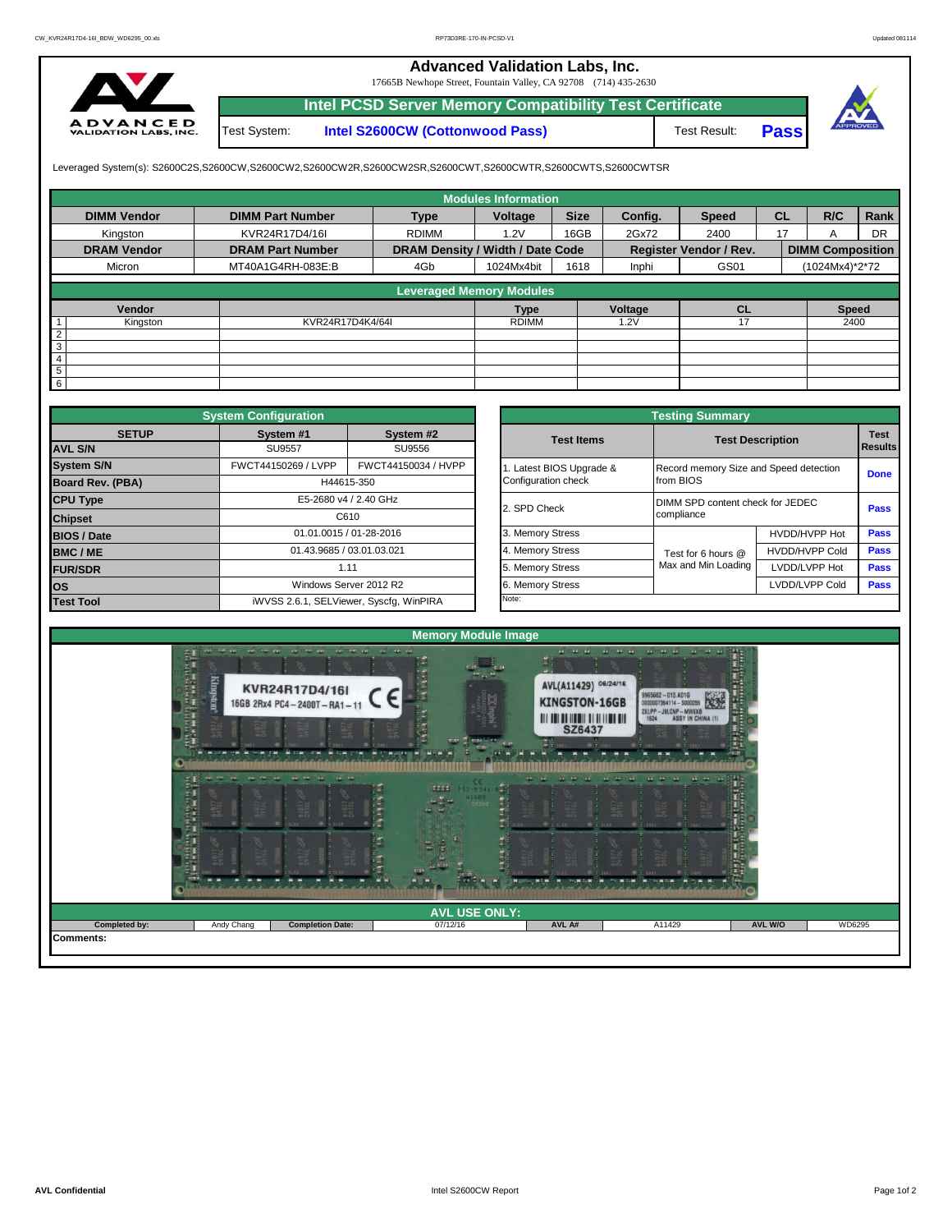# Advanced Validation Labs, Inc.

17665B Newhope Street, Fountain Valley, CA 92708 (714) 435-2630

## Intel PCSD Server Memory Compatibility Test Certificate

| Test System: | Intel S2600CW (Cottonwood Pass) | Test Result: | Pass |
|---|---|---|---|

Leveraged System(s): S2600C2S,S2600CW,S2600CW2,S2600CW2R,S2600CW2SR,S2600CWT,S2600CWTR,S2600CWTS,S2600CWTSR

### Modules Information

| DIMM Vendor | DIMM Part Number | Type | Voltage | Size | Config. | Speed | CL | R/C | Rank |
|---|---|---|---|---|---|---|---|---|---|
| Kingston | KVR24R17D4/16I | RDIMM | 1.2V | 16GB | 2Gx72 | 2400 | 17 | A | DR |
| **DRAM Vendor** | **DRAM Part Number** | **DRAM Density / Width / Date Code** | | | **Register Vendor / Rev.** | | **DIMM Composition** | | |
| Micron | MT40A1G4RH-083E:B | 4Gb | 1024Mx4bit | 1618 | Inphi | GS01 | (1024Mx4)*2*72 | | |

### Leveraged Memory Modules

| | Vendor | | Type | Voltage | CL | Speed |
|---|---|---|---|---|---|---|
| 1 | Kingston | KVR24R17D4K4/64I | RDIMM | 1.2V | 17 | 2400 |
| 2 | | | | | | |
| 3 | | | | | | |
| 4 | | | | | | |
| 5 | | | | | | |
| 6 | | | | | | |

### System Configuration

| SETUP | System #1 | System #2 |
|---|---|---|
| AVL S/N | SU9557 | SU9556 |
| System S/N | FWCT44150269 / LVPP | FWCT44150034 / HVPP |
| Board Rev. (PBA) | H44615-350 | |
| CPU Type | E5-2680 v4 / 2.40 GHz | |
| Chipset | C610 | |
| BIOS / Date | 01.01.0015 / 01-28-2016 | |
| BMC / ME | 01.43.9685 / 03.01.03.021 | |
| FUR/SDR | 1.11 | |
| OS | Windows Server 2012 R2 | |
| Test Tool | iWVSS 2.6.1, SELViewer, Syscfg, WinPIRA | |

### Testing Summary

| Test Items | Test Description | | Test Results |
|---|---|---|---|
| 1. Latest BIOS Upgrade & Configuration check | Record memory Size and Speed detection from BIOS | | Done |
| 2. SPD Check | DIMM SPD content check for JEDEC compliance | | Pass |
| 3. Memory Stress | Test for 6 hours @ Max and Min Loading | HVDD/HVPP Hot | Pass |
| 4. Memory Stress | | HVDD/HVPP Cold | Pass |
| 5. Memory Stress | | LVDD/LVPP Hot | Pass |
| 6. Memory Stress | | LVDD/LVPP Cold | Pass |
| Note: | | | |

### Memory Module Image

### AVL USE ONLY:

| Completed by: | Andy Chang | Completion Date: | 07/12/16 | AVL A# | A11429 | AVL W/O | WD6295 |
|---|---|---|---|---|---|---|---|

**Comments:**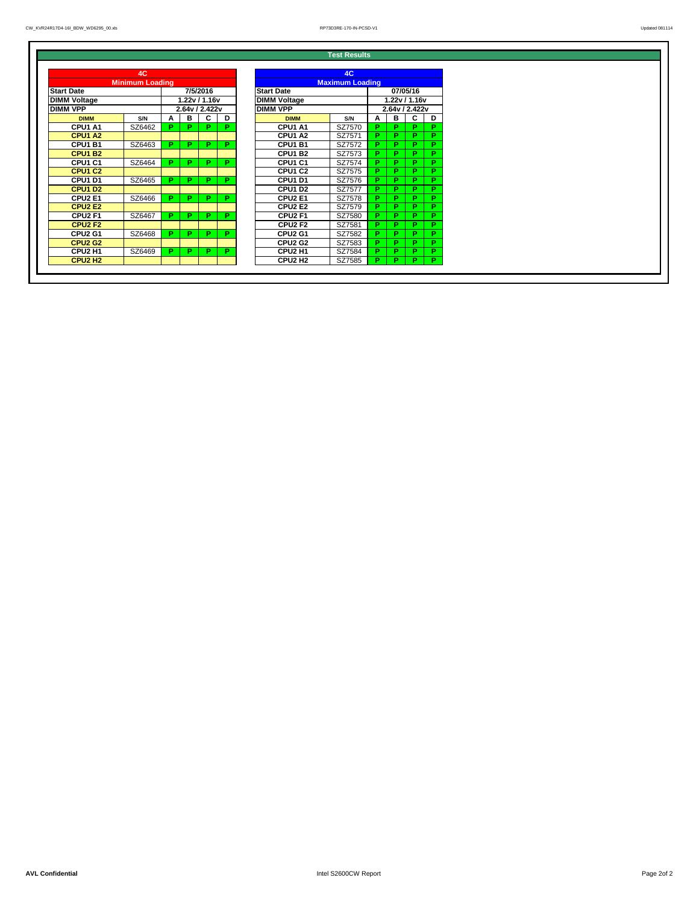## Test Results

| 4C Minimum Loading | | | | | |
|---|---|---|---|---|---|
| Start Date | | 7/5/2016 | | | |
| DIMM Voltage | | 1.22v / 1.16v | | | |
| DIMM VPP | | 2.64v / 2.422v | | | |
| DIMM | S/N | A | B | C | D |
| CPU1 A1 | SZ6462 | P | P | P | P |
| CPU1 A2 | | | | | |
| CPU1 B1 | SZ6463 | P | P | P | P |
| CPU1 B2 | | | | | |
| CPU1 C1 | SZ6464 | P | P | P | P |
| CPU1 C2 | | | | | |
| CPU1 D1 | SZ6465 | P | P | P | P |
| CPU1 D2 | | | | | |
| CPU2 E1 | SZ6466 | P | P | P | P |
| CPU2 E2 | | | | | |
| CPU2 F1 | SZ6467 | P | P | P | P |
| CPU2 F2 | | | | | |
| CPU2 G1 | SZ6468 | P | P | P | P |
| CPU2 G2 | | | | | |
| CPU2 H1 | SZ6469 | P | P | P | P |
| CPU2 H2 | | | | | |

| 4C Maximum Loading | | | | | |
|---|---|---|---|---|---|
| Start Date | | 07/05/16 | | | |
| DIMM Voltage | | 1.22v / 1.16v | | | |
| DIMM VPP | | 2.64v / 2.422v | | | |
| DIMM | S/N | A | B | C | D |
| CPU1 A1 | SZ7570 | P | P | P | P |
| CPU1 A2 | SZ7571 | P | P | P | P |
| CPU1 B1 | SZ7572 | P | P | P | P |
| CPU1 B2 | SZ7573 | P | P | P | P |
| CPU1 C1 | SZ7574 | P | P | P | P |
| CPU1 C2 | SZ7575 | P | P | P | P |
| CPU1 D1 | SZ7576 | P | P | P | P |
| CPU1 D2 | SZ7577 | P | P | P | P |
| CPU2 E1 | SZ7578 | P | P | P | P |
| CPU2 E2 | SZ7579 | P | P | P | P |
| CPU2 F1 | SZ7580 | P | P | P | P |
| CPU2 F2 | SZ7581 | P | P | P | P |
| CPU2 G1 | SZ7582 | P | P | P | P |
| CPU2 G2 | SZ7583 | P | P | P | P |
| CPU2 H1 | SZ7584 | P | P | P | P |
| CPU2 H2 | SZ7585 | P | P | P | P |